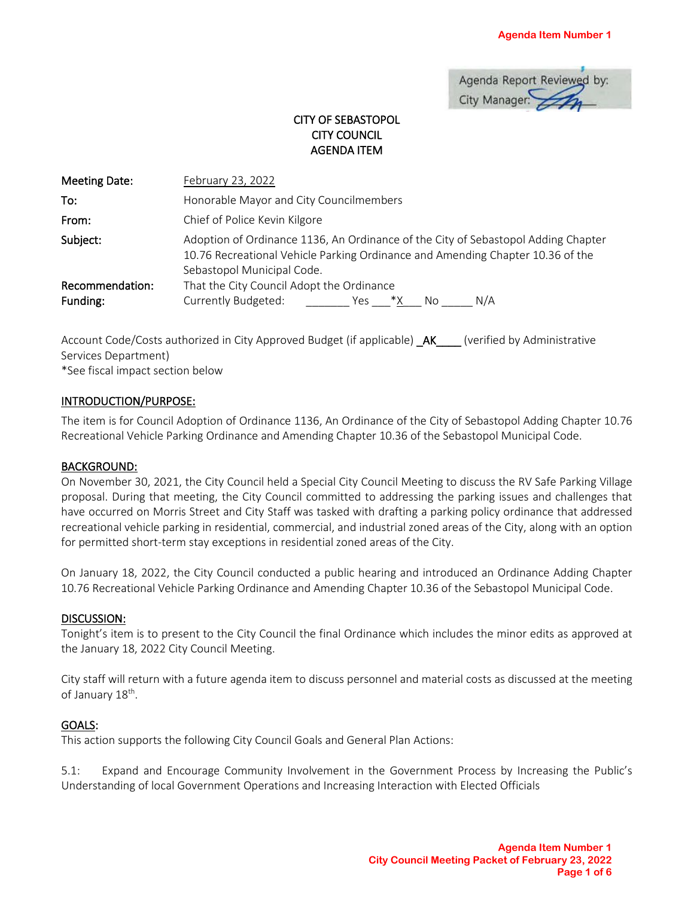Agenda Report Reviewed by:
City Manager:

# CITY OF SEBASTOPOL
# CITY COUNCIL
# AGENDA ITEM

| | |
|---|---|
| **Meeting Date:** | February 23, 2022 |
| **To:** | Honorable Mayor and City Councilmembers |
| **From:** | Chief of Police Kevin Kilgore |
| **Subject:** | Adoption of Ordinance 1136, An Ordinance of the City of Sebastopol Adding Chapter 10.76 Recreational Vehicle Parking Ordinance and Amending Chapter 10.36 of the Sebastopol Municipal Code. |
| **Recommendation:** | That the City Council Adopt the Ordinance |
| **Funding:** | Currently Budgeted: _______ Yes ___*X___ No _____ N/A |

Account Code/Costs authorized in City Approved Budget (if applicable) _AK____ (verified by Administrative Services Department)
*See fiscal impact section below

## INTRODUCTION/PURPOSE:

The item is for Council Adoption of Ordinance 1136, An Ordinance of the City of Sebastopol Adding Chapter 10.76 Recreational Vehicle Parking Ordinance and Amending Chapter 10.36 of the Sebastopol Municipal Code.

## BACKGROUND:

On November 30, 2021, the City Council held a Special City Council Meeting to discuss the RV Safe Parking Village proposal. During that meeting, the City Council committed to addressing the parking issues and challenges that have occurred on Morris Street and City Staff was tasked with drafting a parking policy ordinance that addressed recreational vehicle parking in residential, commercial, and industrial zoned areas of the City, along with an option for permitted short-term stay exceptions in residential zoned areas of the City.

On January 18, 2022, the City Council conducted a public hearing and introduced an Ordinance Adding Chapter 10.76 Recreational Vehicle Parking Ordinance and Amending Chapter 10.36 of the Sebastopol Municipal Code.

## DISCUSSION:

Tonight's item is to present to the City Council the final Ordinance which includes the minor edits as approved at the January 18, 2022 City Council Meeting.

City staff will return with a future agenda item to discuss personnel and material costs as discussed at the meeting of January 18th.

## GOALS:

This action supports the following City Council Goals and General Plan Actions:

5.1: Expand and Encourage Community Involvement in the Government Process by Increasing the Public's Understanding of local Government Operations and Increasing Interaction with Elected Officials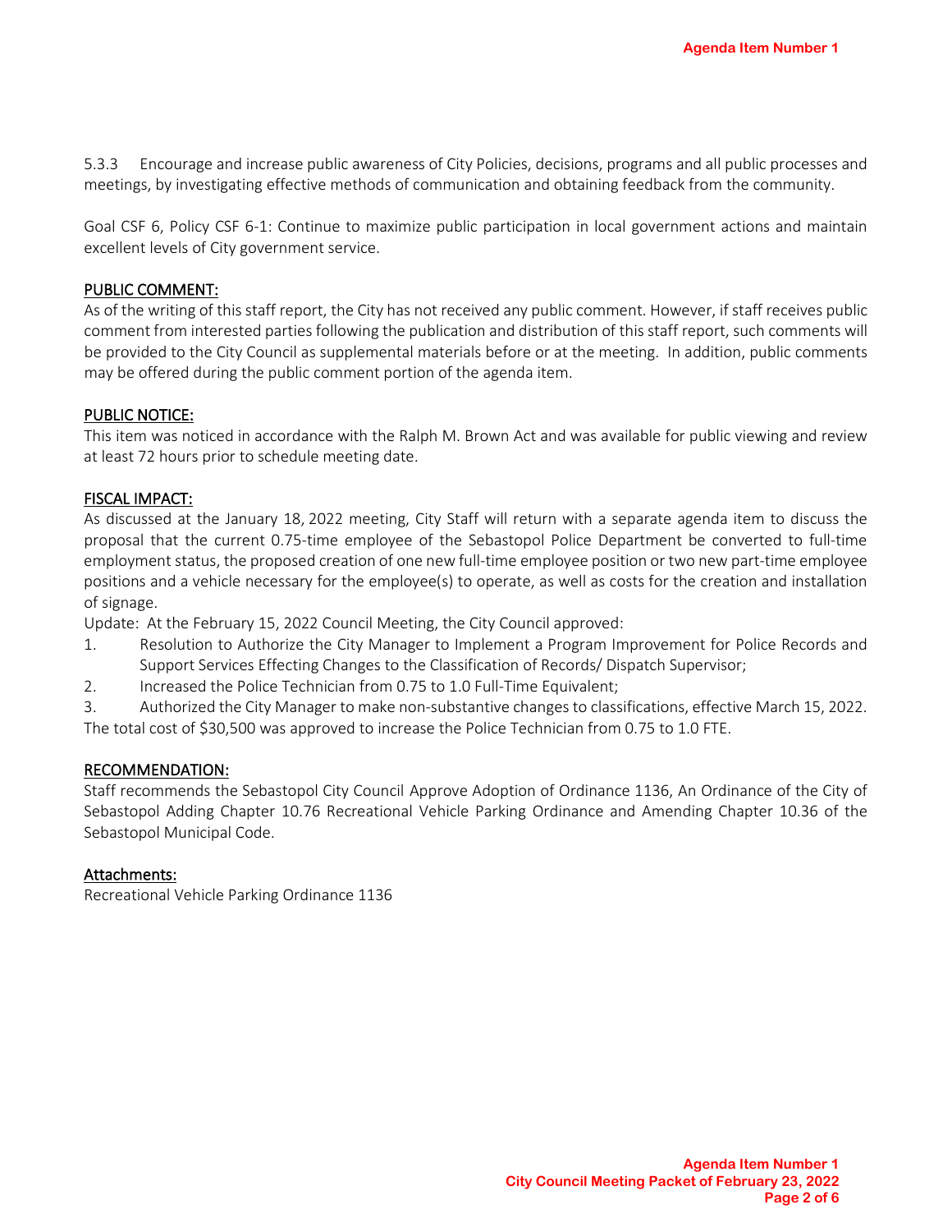5.3.3 Encourage and increase public awareness of City Policies, decisions, programs and all public processes and meetings, by investigating effective methods of communication and obtaining feedback from the community.

Goal CSF 6, Policy CSF 6-1: Continue to maximize public participation in local government actions and maintain excellent levels of City government service.

## PUBLIC COMMENT:

As of the writing of this staff report, the City has not received any public comment. However, if staff receives public comment from interested parties following the publication and distribution of this staff report, such comments will be provided to the City Council as supplemental materials before or at the meeting. In addition, public comments may be offered during the public comment portion of the agenda item.

## PUBLIC NOTICE:

This item was noticed in accordance with the Ralph M. Brown Act and was available for public viewing and review at least 72 hours prior to schedule meeting date.

## FISCAL IMPACT:

As discussed at the January 18, 2022 meeting, City Staff will return with a separate agenda item to discuss the proposal that the current 0.75-time employee of the Sebastopol Police Department be converted to full-time employment status, the proposed creation of one new full-time employee position or two new part-time employee positions and a vehicle necessary for the employee(s) to operate, as well as costs for the creation and installation of signage.

Update: At the February 15, 2022 Council Meeting, the City Council approved:

1. Resolution to Authorize the City Manager to Implement a Program Improvement for Police Records and Support Services Effecting Changes to the Classification of Records/ Dispatch Supervisor;
2. Increased the Police Technician from 0.75 to 1.0 Full-Time Equivalent;
3. Authorized the City Manager to make non-substantive changes to classifications, effective March 15, 2022.

The total cost of $30,500 was approved to increase the Police Technician from 0.75 to 1.0 FTE.

## RECOMMENDATION:

Staff recommends the Sebastopol City Council Approve Adoption of Ordinance 1136, An Ordinance of the City of Sebastopol Adding Chapter 10.76 Recreational Vehicle Parking Ordinance and Amending Chapter 10.36 of the Sebastopol Municipal Code.

## Attachments:

Recreational Vehicle Parking Ordinance 1136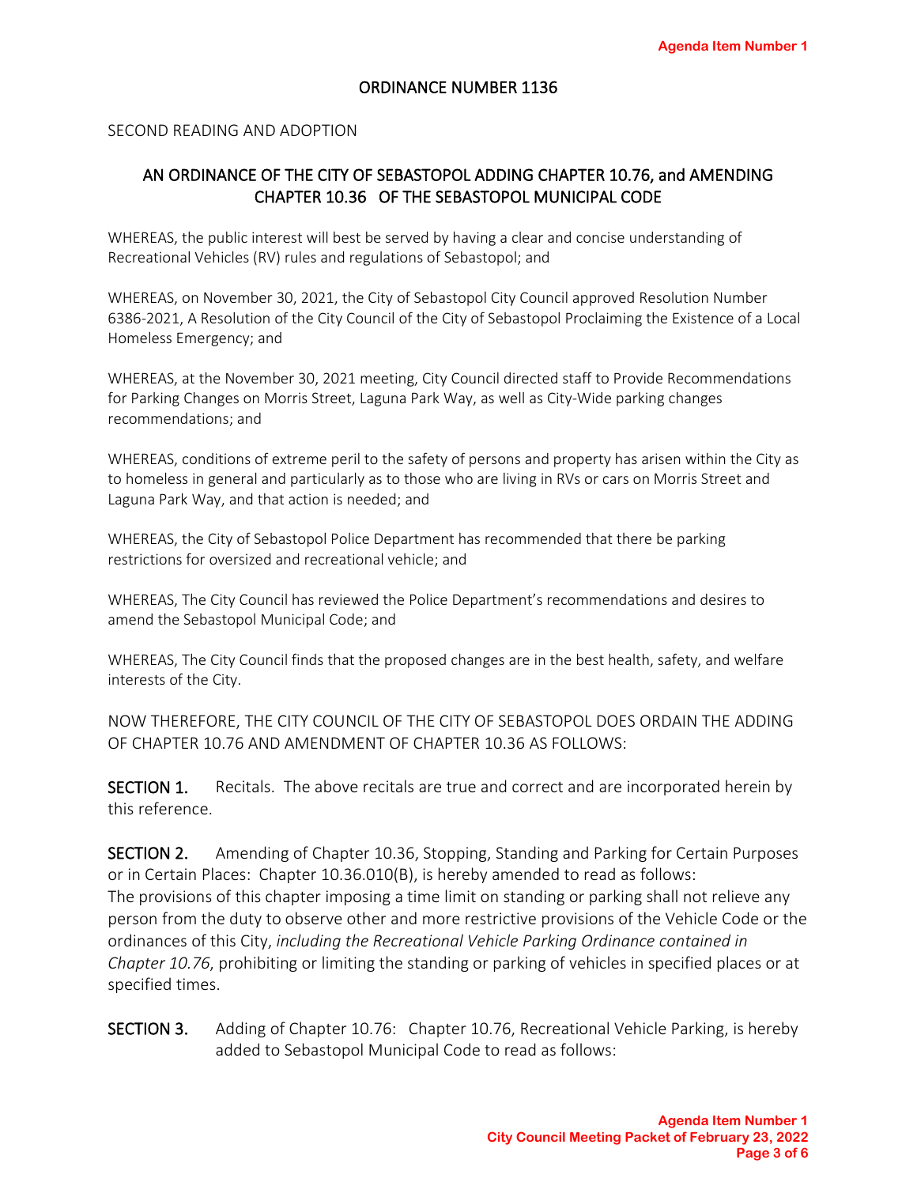# ORDINANCE NUMBER 1136

SECOND READING AND ADOPTION

## AN ORDINANCE OF THE CITY OF SEBASTOPOL ADDING CHAPTER 10.76, and AMENDING CHAPTER 10.36 OF THE SEBASTOPOL MUNICIPAL CODE

WHEREAS, the public interest will best be served by having a clear and concise understanding of Recreational Vehicles (RV) rules and regulations of Sebastopol; and

WHEREAS, on November 30, 2021, the City of Sebastopol City Council approved Resolution Number 6386-2021, A Resolution of the City Council of the City of Sebastopol Proclaiming the Existence of a Local Homeless Emergency; and

WHEREAS, at the November 30, 2021 meeting, City Council directed staff to Provide Recommendations for Parking Changes on Morris Street, Laguna Park Way, as well as City-Wide parking changes recommendations; and

WHEREAS, conditions of extreme peril to the safety of persons and property has arisen within the City as to homeless in general and particularly as to those who are living in RVs or cars on Morris Street and Laguna Park Way, and that action is needed; and

WHEREAS, the City of Sebastopol Police Department has recommended that there be parking restrictions for oversized and recreational vehicle; and

WHEREAS, The City Council has reviewed the Police Department's recommendations and desires to amend the Sebastopol Municipal Code; and

WHEREAS, The City Council finds that the proposed changes are in the best health, safety, and welfare interests of the City.

NOW THEREFORE, THE CITY COUNCIL OF THE CITY OF SEBASTOPOL DOES ORDAIN THE ADDING OF CHAPTER 10.76 AND AMENDMENT OF CHAPTER 10.36 AS FOLLOWS:

**SECTION 1.** Recitals. The above recitals are true and correct and are incorporated herein by this reference.

**SECTION 2.** Amending of Chapter 10.36, Stopping, Standing and Parking for Certain Purposes or in Certain Places: Chapter 10.36.010(B), is hereby amended to read as follows:
The provisions of this chapter imposing a time limit on standing or parking shall not relieve any person from the duty to observe other and more restrictive provisions of the Vehicle Code or the ordinances of this City, *including the Recreational Vehicle Parking Ordinance contained in Chapter 10.76*, prohibiting or limiting the standing or parking of vehicles in specified places or at specified times.

**SECTION 3.** Adding of Chapter 10.76: Chapter 10.76, Recreational Vehicle Parking, is hereby added to Sebastopol Municipal Code to read as follows: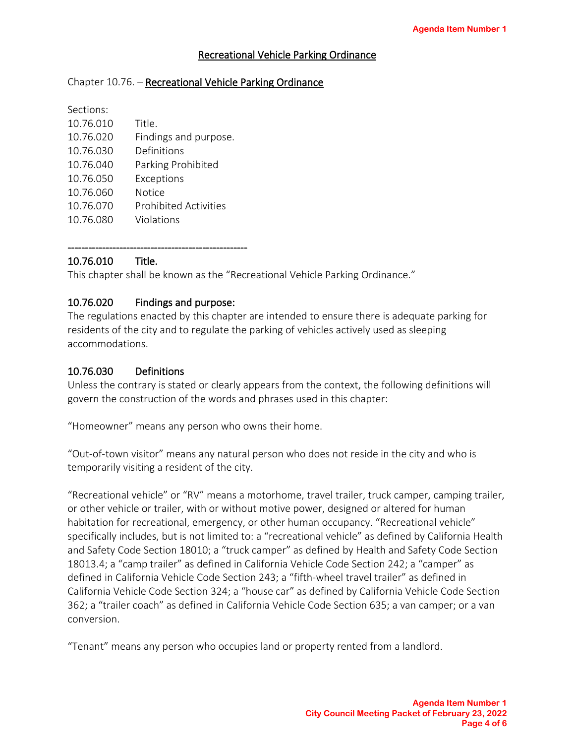# Recreational Vehicle Parking Ordinance

Chapter 10.76. – **Recreational Vehicle Parking Ordinance**

Sections:

| | |
|---|---|
| 10.76.010 | Title. |
| 10.76.020 | Findings and purpose. |
| 10.76.030 | Definitions |
| 10.76.040 | Parking Prohibited |
| 10.76.050 | Exceptions |
| 10.76.060 | Notice |
| 10.76.070 | Prohibited Activities |
| 10.76.080 | Violations |

---

## 10.76.010 Title.

This chapter shall be known as the "Recreational Vehicle Parking Ordinance."

## 10.76.020 Findings and purpose:

The regulations enacted by this chapter are intended to ensure there is adequate parking for residents of the city and to regulate the parking of vehicles actively used as sleeping accommodations.

## 10.76.030 Definitions

Unless the contrary is stated or clearly appears from the context, the following definitions will govern the construction of the words and phrases used in this chapter:

"Homeowner" means any person who owns their home.

"Out-of-town visitor" means any natural person who does not reside in the city and who is temporarily visiting a resident of the city.

"Recreational vehicle" or "RV" means a motorhome, travel trailer, truck camper, camping trailer, or other vehicle or trailer, with or without motive power, designed or altered for human habitation for recreational, emergency, or other human occupancy. "Recreational vehicle" specifically includes, but is not limited to: a "recreational vehicle" as defined by California Health and Safety Code Section 18010; a "truck camper" as defined by Health and Safety Code Section 18013.4; a "camp trailer" as defined in California Vehicle Code Section 242; a "camper" as defined in California Vehicle Code Section 243; a "fifth-wheel travel trailer" as defined in California Vehicle Code Section 324; a "house car" as defined by California Vehicle Code Section 362; a "trailer coach" as defined in California Vehicle Code Section 635; a van camper; or a van conversion.

"Tenant" means any person who occupies land or property rented from a landlord.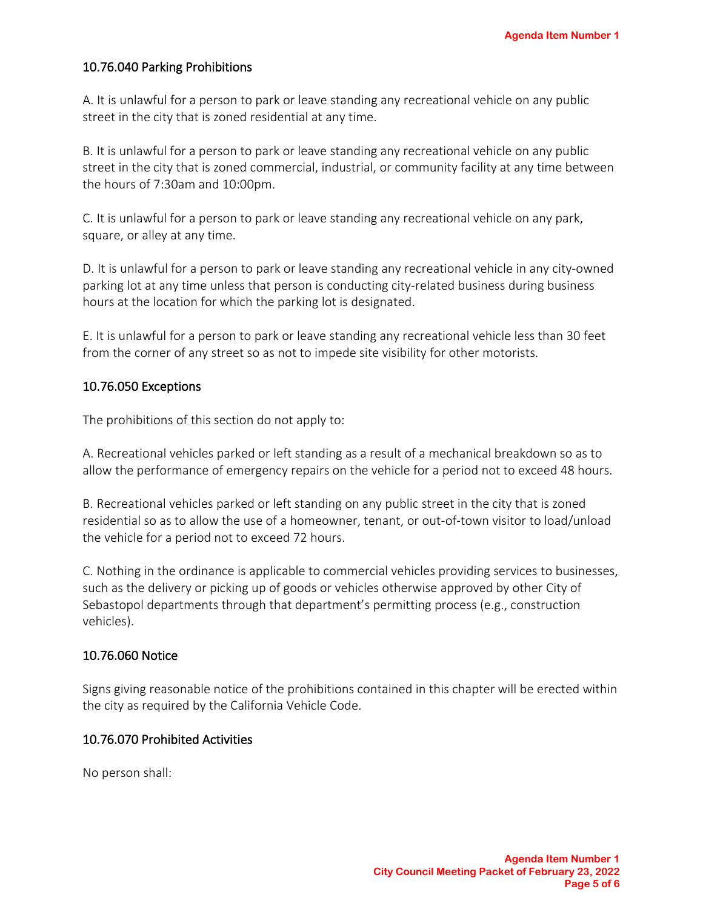## 10.76.040 Parking Prohibitions

A. It is unlawful for a person to park or leave standing any recreational vehicle on any public street in the city that is zoned residential at any time.

B. It is unlawful for a person to park or leave standing any recreational vehicle on any public street in the city that is zoned commercial, industrial, or community facility at any time between the hours of 7:30am and 10:00pm.

C. It is unlawful for a person to park or leave standing any recreational vehicle on any park, square, or alley at any time.

D. It is unlawful for a person to park or leave standing any recreational vehicle in any city-owned parking lot at any time unless that person is conducting city-related business during business hours at the location for which the parking lot is designated.

E. It is unlawful for a person to park or leave standing any recreational vehicle less than 30 feet from the corner of any street so as not to impede site visibility for other motorists.

## 10.76.050 Exceptions

The prohibitions of this section do not apply to:

A. Recreational vehicles parked or left standing as a result of a mechanical breakdown so as to allow the performance of emergency repairs on the vehicle for a period not to exceed 48 hours.

B. Recreational vehicles parked or left standing on any public street in the city that is zoned residential so as to allow the use of a homeowner, tenant, or out-of-town visitor to load/unload the vehicle for a period not to exceed 72 hours.

C. Nothing in the ordinance is applicable to commercial vehicles providing services to businesses, such as the delivery or picking up of goods or vehicles otherwise approved by other City of Sebastopol departments through that department's permitting process (e.g., construction vehicles).

## 10.76.060 Notice

Signs giving reasonable notice of the prohibitions contained in this chapter will be erected within the city as required by the California Vehicle Code.

## 10.76.070 Prohibited Activities

No person shall: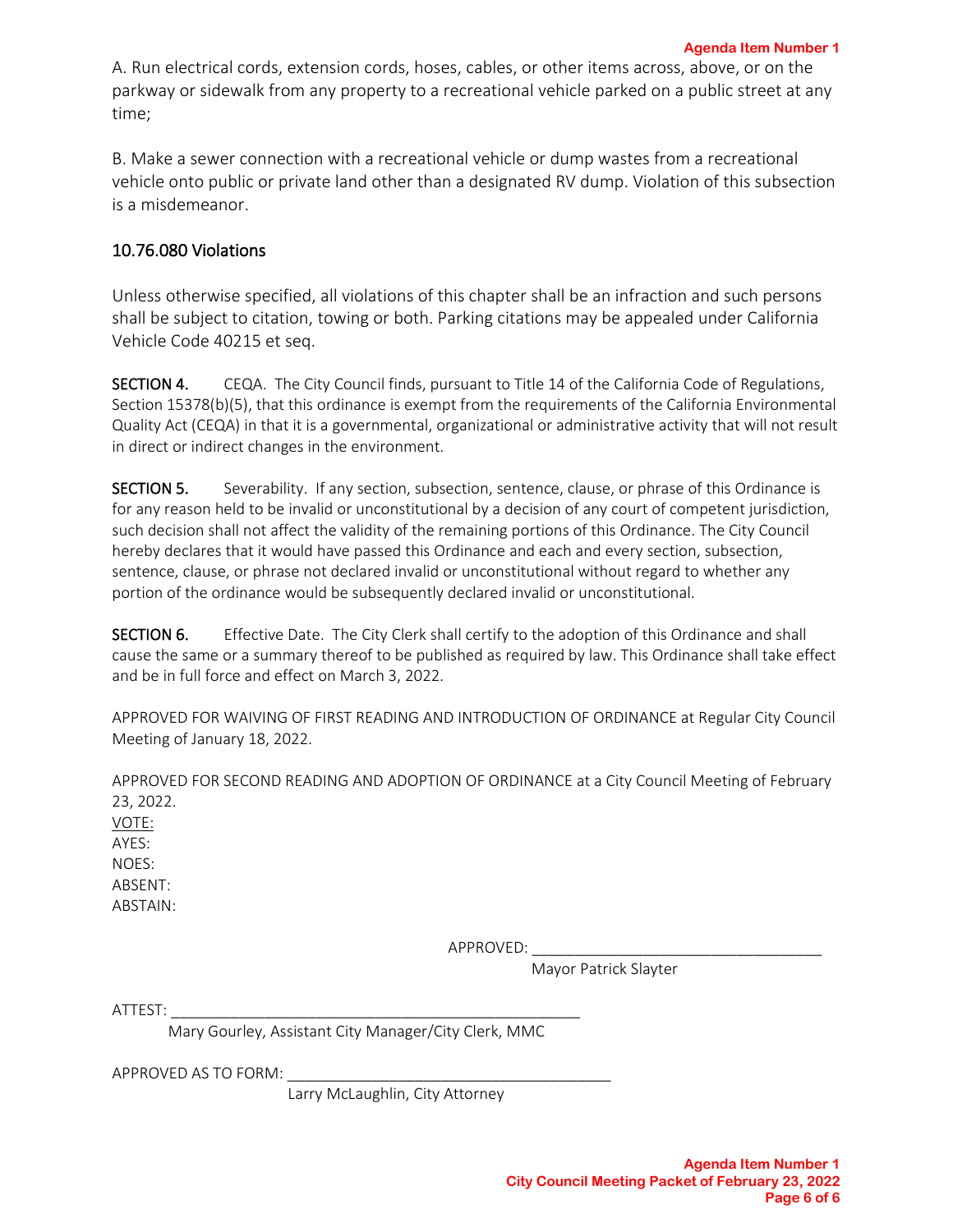A. Run electrical cords, extension cords, hoses, cables, or other items across, above, or on the parkway or sidewalk from any property to a recreational vehicle parked on a public street at any time;

B. Make a sewer connection with a recreational vehicle or dump wastes from a recreational vehicle onto public or private land other than a designated RV dump. Violation of this subsection is a misdemeanor.

### 10.76.080 Violations

Unless otherwise specified, all violations of this chapter shall be an infraction and such persons shall be subject to citation, towing or both. Parking citations may be appealed under California Vehicle Code 40215 et seq.

**SECTION 4.** CEQA. The City Council finds, pursuant to Title 14 of the California Code of Regulations, Section 15378(b)(5), that this ordinance is exempt from the requirements of the California Environmental Quality Act (CEQA) in that it is a governmental, organizational or administrative activity that will not result in direct or indirect changes in the environment.

**SECTION 5.** Severability. If any section, subsection, sentence, clause, or phrase of this Ordinance is for any reason held to be invalid or unconstitutional by a decision of any court of competent jurisdiction, such decision shall not affect the validity of the remaining portions of this Ordinance. The City Council hereby declares that it would have passed this Ordinance and each and every section, subsection, sentence, clause, or phrase not declared invalid or unconstitutional without regard to whether any portion of the ordinance would be subsequently declared invalid or unconstitutional.

**SECTION 6.** Effective Date. The City Clerk shall certify to the adoption of this Ordinance and shall cause the same or a summary thereof to be published as required by law. This Ordinance shall take effect and be in full force and effect on March 3, 2022.

APPROVED FOR WAIVING OF FIRST READING AND INTRODUCTION OF ORDINANCE at Regular City Council Meeting of January 18, 2022.

APPROVED FOR SECOND READING AND ADOPTION OF ORDINANCE at a City Council Meeting of February 23, 2022.

VOTE:
AYES:
NOES:
ABSENT:
ABSTAIN:

APPROVED: ___________________________________
Mayor Patrick Slayter

ATTEST: _________________________________________________
Mary Gourley, Assistant City Manager/City Clerk, MMC

APPROVED AS TO FORM: ______________________________________
Larry McLaughlin, City Attorney